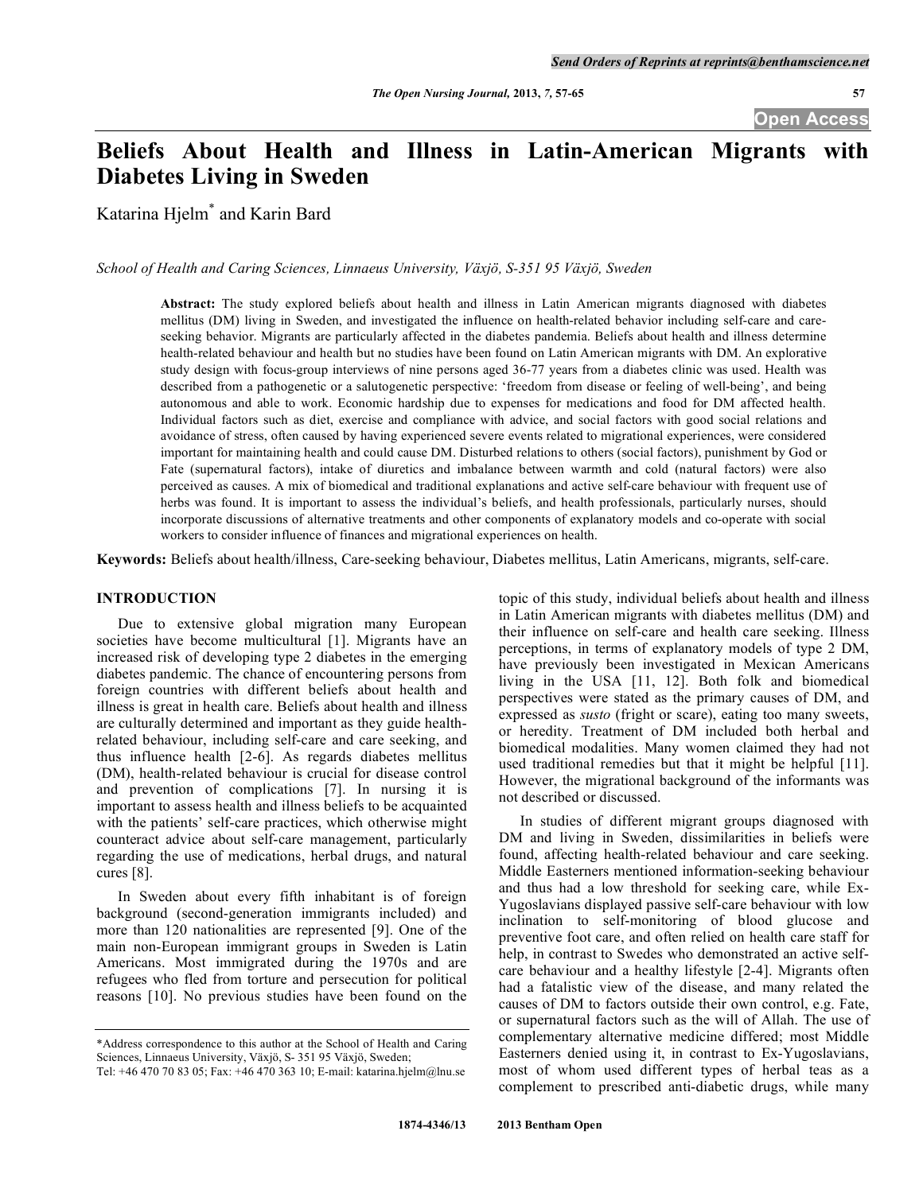# Beliefs About Health and Illness in Latin-American Migrants with Diabetes Living in Sweden

Katarina Hjelm* and Karin Bard

*School of Health and Caring Sciences, Linnaeus University, Växjö, S-351 95 Växjö, Sweden*

**Abstract:** The study explored beliefs about health and illness in Latin American migrants diagnosed with diabetes mellitus (DM) living in Sweden, and investigated the influence on health-related behavior including self-care and care-seeking behavior. Migrants are particularly affected in the diabetes pandemia. Beliefs about health and illness determine health-related behaviour and health but no studies have been found on Latin American migrants with DM. An explorative study design with focus-group interviews of nine persons aged 36-77 years from a diabetes clinic was used. Health was described from a pathogenetic or a salutogenetic perspective: 'freedom from disease or feeling of well-being', and being autonomous and able to work. Economic hardship due to expenses for medications and food for DM affected health. Individual factors such as diet, exercise and compliance with advice, and social factors with good social relations and avoidance of stress, often caused by having experienced severe events related to migrational experiences, were considered important for maintaining health and could cause DM. Disturbed relations to others (social factors), punishment by God or Fate (supernatural factors), intake of diuretics and imbalance between warmth and cold (natural factors) were also perceived as causes. A mix of biomedical and traditional explanations and active self-care behaviour with frequent use of herbs was found. It is important to assess the individual's beliefs, and health professionals, particularly nurses, should incorporate discussions of alternative treatments and other components of explanatory models and co-operate with social workers to consider influence of finances and migrational experiences on health.

**Keywords:** Beliefs about health/illness, Care-seeking behaviour, Diabetes mellitus, Latin Americans, migrants, self-care.

## INTRODUCTION

Due to extensive global migration many European societies have become multicultural [1]. Migrants have an increased risk of developing type 2 diabetes in the emerging diabetes pandemic. The chance of encountering persons from foreign countries with different beliefs about health and illness is great in health care. Beliefs about health and illness are culturally determined and important as they guide health-related behaviour, including self-care and care seeking, and thus influence health [2-6]. As regards diabetes mellitus (DM), health-related behaviour is crucial for disease control and prevention of complications [7]. In nursing it is important to assess health and illness beliefs to be acquainted with the patients' self-care practices, which otherwise might counteract advice about self-care management, particularly regarding the use of medications, herbal drugs, and natural cures [8].

In Sweden about every fifth inhabitant is of foreign background (second-generation immigrants included) and more than 120 nationalities are represented [9]. One of the main non-European immigrant groups in Sweden is Latin Americans. Most immigrated during the 1970s and are refugees who fled from torture and persecution for political reasons [10]. No previous studies have been found on the topic of this study, individual beliefs about health and illness in Latin American migrants with diabetes mellitus (DM) and their influence on self-care and health care seeking. Illness perceptions, in terms of explanatory models of type 2 DM, have previously been investigated in Mexican Americans living in the USA [11, 12]. Both folk and biomedical perspectives were stated as the primary causes of DM, and expressed as *susto* (fright or scare), eating too many sweets, or heredity. Treatment of DM included both herbal and biomedical modalities. Many women claimed they had not used traditional remedies but that it might be helpful [11]. However, the migrational background of the informants was not described or discussed.

In studies of different migrant groups diagnosed with DM and living in Sweden, dissimilarities in beliefs were found, affecting health-related behaviour and care seeking. Middle Easterners mentioned information-seeking behaviour and thus had a low threshold for seeking care, while Ex-Yugoslavians displayed passive self-care behaviour with low inclination to self-monitoring of blood glucose and preventive foot care, and often relied on health care staff for help, in contrast to Swedes who demonstrated an active self-care behaviour and a healthy lifestyle [2-4]. Migrants often had a fatalistic view of the disease, and many related the causes of DM to factors outside their own control, e.g. Fate, or supernatural factors such as the will of Allah. The use of complementary alternative medicine differed; most Middle Easterners denied using it, in contrast to Ex-Yugoslavians, most of whom used different types of herbal teas as a complement to prescribed anti-diabetic drugs, while many

*Address correspondence to this author at the School of Health and Caring Sciences, Linnaeus University, Växjö, S- 351 95 Växjö, Sweden; Tel: +46 470 70 83 05; Fax: +46 470 363 10; E-mail: katarina.hjelm@lnu.se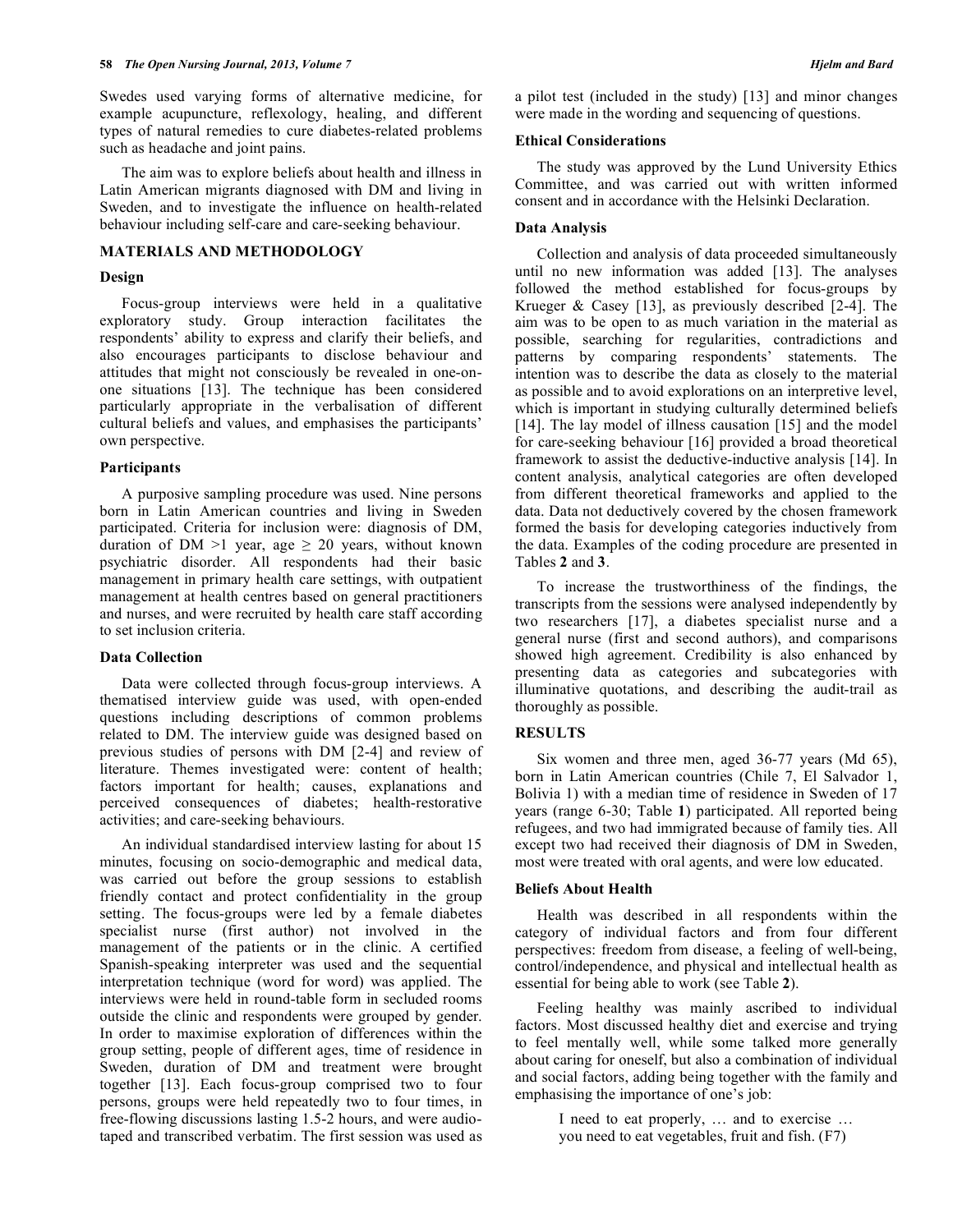Swedes used varying forms of alternative medicine, for example acupuncture, reflexology, healing, and different types of natural remedies to cure diabetes-related problems such as headache and joint pains.

The aim was to explore beliefs about health and illness in Latin American migrants diagnosed with DM and living in Sweden, and to investigate the influence on health-related behaviour including self-care and care-seeking behaviour.

## MATERIALS AND METHODOLOGY

### Design

Focus-group interviews were held in a qualitative exploratory study. Group interaction facilitates the respondents' ability to express and clarify their beliefs, and also encourages participants to disclose behaviour and attitudes that might not consciously be revealed in one-on-one situations [13]. The technique has been considered particularly appropriate in the verbalisation of different cultural beliefs and values, and emphasises the participants' own perspective.

### Participants

A purposive sampling procedure was used. Nine persons born in Latin American countries and living in Sweden participated. Criteria for inclusion were: diagnosis of DM, duration of DM >1 year, age ≥ 20 years, without known psychiatric disorder. All respondents had their basic management in primary health care settings, with outpatient management at health centres based on general practitioners and nurses, and were recruited by health care staff according to set inclusion criteria.

### Data Collection

Data were collected through focus-group interviews. A thematised interview guide was used, with open-ended questions including descriptions of common problems related to DM. The interview guide was designed based on previous studies of persons with DM [2-4] and review of literature. Themes investigated were: content of health; factors important for health; causes, explanations and perceived consequences of diabetes; health-restorative activities; and care-seeking behaviours.

An individual standardised interview lasting for about 15 minutes, focusing on socio-demographic and medical data, was carried out before the group sessions to establish friendly contact and protect confidentiality in the group setting. The focus-groups were led by a female diabetes specialist nurse (first author) not involved in the management of the patients or in the clinic. A certified Spanish-speaking interpreter was used and the sequential interpretation technique (word for word) was applied. The interviews were held in round-table form in secluded rooms outside the clinic and respondents were grouped by gender. In order to maximise exploration of differences within the group setting, people of different ages, time of residence in Sweden, duration of DM and treatment were brought together [13]. Each focus-group comprised two to four persons, groups were held repeatedly two to four times, in free-flowing discussions lasting 1.5-2 hours, and were audio-taped and transcribed verbatim. The first session was used as a pilot test (included in the study) [13] and minor changes were made in the wording and sequencing of questions.

### Ethical Considerations

The study was approved by the Lund University Ethics Committee, and was carried out with written informed consent and in accordance with the Helsinki Declaration.

### Data Analysis

Collection and analysis of data proceeded simultaneously until no new information was added [13]. The analyses followed the method established for focus-groups by Krueger & Casey [13], as previously described [2-4]. The aim was to be open to as much variation in the material as possible, searching for regularities, contradictions and patterns by comparing respondents' statements. The intention was to describe the data as closely to the material as possible and to avoid explorations on an interpretive level, which is important in studying culturally determined beliefs [14]. The lay model of illness causation [15] and the model for care-seeking behaviour [16] provided a broad theoretical framework to assist the deductive-inductive analysis [14]. In content analysis, analytical categories are often developed from different theoretical frameworks and applied to the data. Data not deductively covered by the chosen framework formed the basis for developing categories inductively from the data. Examples of the coding procedure are presented in Tables **2** and **3**.

To increase the trustworthiness of the findings, the transcripts from the sessions were analysed independently by two researchers [17], a diabetes specialist nurse and a general nurse (first and second authors), and comparisons showed high agreement. Credibility is also enhanced by presenting data as categories and subcategories with illuminative quotations, and describing the audit-trail as thoroughly as possible.

## RESULTS

Six women and three men, aged 36-77 years (Md 65), born in Latin American countries (Chile 7, El Salvador 1, Bolivia 1) with a median time of residence in Sweden of 17 years (range 6-30; Table **1**) participated. All reported being refugees, and two had immigrated because of family ties. All except two had received their diagnosis of DM in Sweden, most were treated with oral agents, and were low educated.

### Beliefs About Health

Health was described in all respondents within the category of individual factors and from four different perspectives: freedom from disease, a feeling of well-being, control/independence, and physical and intellectual health as essential for being able to work (see Table **2**).

Feeling healthy was mainly ascribed to individual factors. Most discussed healthy diet and exercise and trying to feel mentally well, while some talked more generally about caring for oneself, but also a combination of individual and social factors, adding being together with the family and emphasising the importance of one's job:

> I need to eat properly, … and to exercise … you need to eat vegetables, fruit and fish. (F7)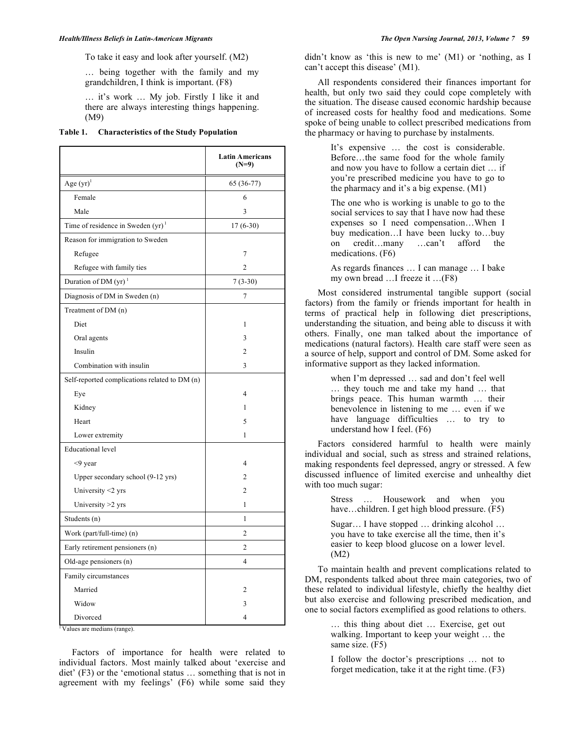> To take it easy and look after yourself. (M2)
>
> … being together with the family and my grandchildren, I think is important. (F8)
>
> … it's work … My job. Firstly I like it and there are always interesting things happening. (M9)

**Table 1. Characteristics of the Study Population**

| | Latin Americans (N=9) |
|---|---|
| Age (yr)[1] | 65 (36-77) |
| Female | 6 |
| Male | 3 |
| Time of residence in Sweden (yr)[1] | 17 (6-30) |
| Reason for immigration to Sweden | |
| Refugee | 7 |
| Refugee with family ties | 2 |
| Duration of DM (yr)[1] | 7 (3-30) |
| Diagnosis of DM in Sweden (n) | 7 |
| Treatment of DM (n) | |
| Diet | 1 |
| Oral agents | 3 |
| Insulin | 2 |
| Combination with insulin | 3 |
| Self-reported complications related to DM (n) | |
| Eye | 4 |
| Kidney | 1 |
| Heart | 5 |
| Lower extremity | 1 |
| Educational level | |
| <9 year | 4 |
| Upper secondary school (9-12 yrs) | 2 |
| University <2 yrs | 2 |
| University >2 yrs | 1 |
| Students (n) | 1 |
| Work (part/full-time) (n) | 2 |
| Early retirement pensioners (n) | 2 |
| Old-age pensioners (n) | 4 |
| Family circumstances | |
| Married | 2 |
| Widow | 3 |
| Divorced | 4 |

[1] Values are medians (range).

Factors of importance for health were related to individual factors. Most mainly talked about 'exercise and diet' (F3) or the 'emotional status … something that is not in agreement with my feelings' (F6) while some said they didn't know as 'this is new to me' (M1) or 'nothing, as I can't accept this disease' (M1).

All respondents considered their finances important for health, but only two said they could cope completely with the situation. The disease caused economic hardship because of increased costs for healthy food and medications. Some spoke of being unable to collect prescribed medications from the pharmacy or having to purchase by instalments.

> It's expensive … the cost is considerable. Before…the same food for the whole family and now you have to follow a certain diet … if you're prescribed medicine you have to go to the pharmacy and it's a big expense. (M1)
>
> The one who is working is unable to go to the social services to say that I have now had these expenses so I need compensation…When I buy medication…I have been lucky to…buy on credit…many …can't afford the medications. (F6)
>
> As regards finances … I can manage … I bake my own bread …I freeze it …(F8)

Most considered instrumental tangible support (social factors) from the family or friends important for health in terms of practical help in following diet prescriptions, understanding the situation, and being able to discuss it with others. Finally, one man talked about the importance of medications (natural factors). Health care staff were seen as a source of help, support and control of DM. Some asked for informative support as they lacked information.

> when I'm depressed … sad and don't feel well … they touch me and take my hand … that brings peace. This human warmth … their benevolence in listening to me … even if we have language difficulties … to try to understand how I feel. (F6)

Factors considered harmful to health were mainly individual and social, such as stress and strained relations, making respondents feel depressed, angry or stressed. A few discussed influence of limited exercise and unhealthy diet with too much sugar:

> Stress … Housework and when you have…children. I get high blood pressure. (F5)
>
> Sugar… I have stopped … drinking alcohol … you have to take exercise all the time, then it's easier to keep blood glucose on a lower level. (M2)

To maintain health and prevent complications related to DM, respondents talked about three main categories, two of these related to individual lifestyle, chiefly the healthy diet but also exercise and following prescribed medication, and one to social factors exemplified as good relations to others.

> … this thing about diet … Exercise, get out walking. Important to keep your weight … the same size. (F5)
>
> I follow the doctor's prescriptions … not to forget medication, take it at the right time. (F3)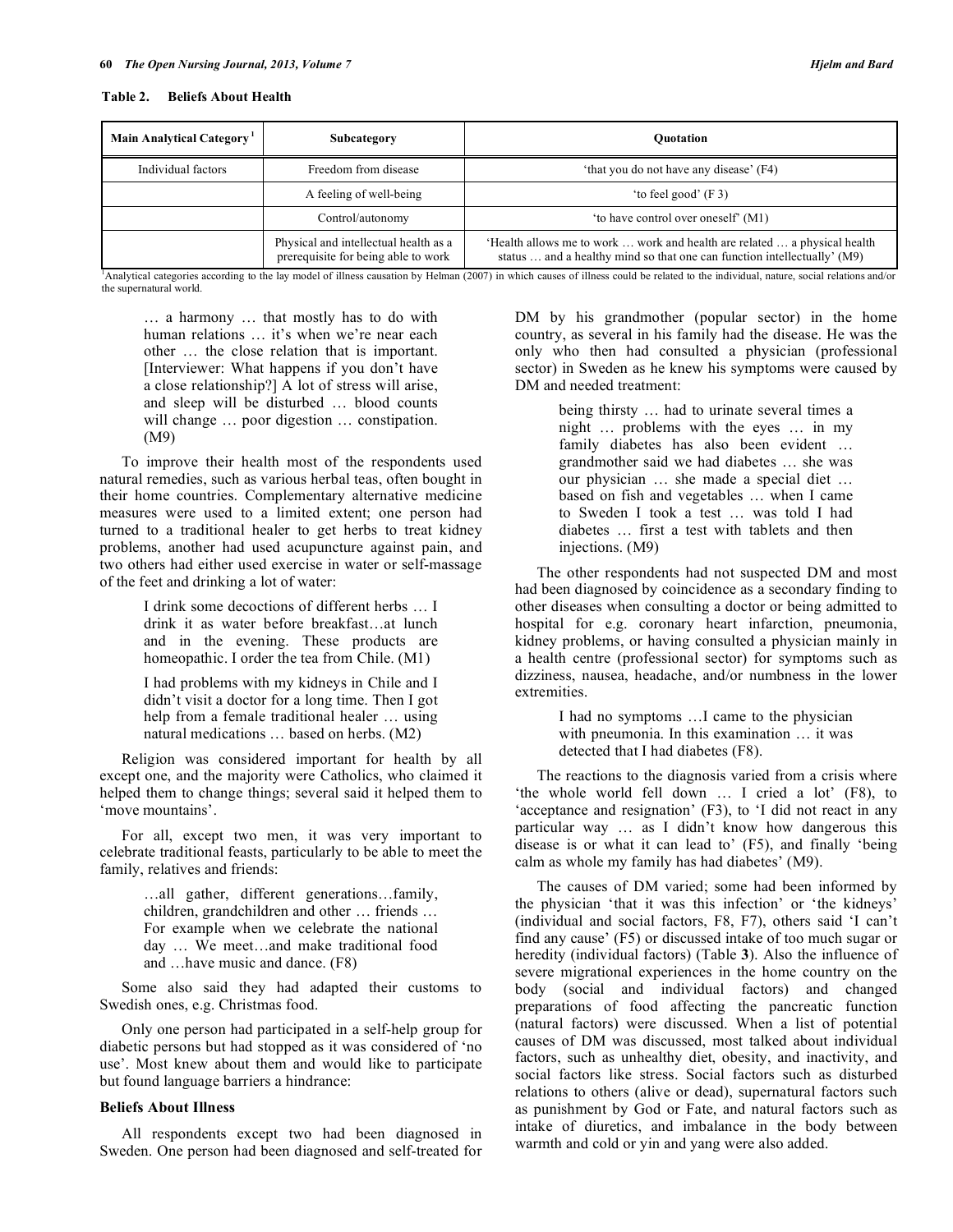**Table 2. Beliefs About Health**

| Main Analytical Category [1] | Subcategory | Quotation |
|---|---|---|
| Individual factors | Freedom from disease | 'that you do not have any disease' (F4) |
| | A feeling of well-being | 'to feel good' (F 3) |
| | Control/autonomy | 'to have control over oneself' (M1) |
| | Physical and intellectual health as a prerequisite for being able to work | 'Health allows me to work … work and health are related … a physical health status … and a healthy mind so that one can function intellectually' (M9) |

[1]Analytical categories according to the lay model of illness causation by Helman (2007) in which causes of illness could be related to the individual, nature, social relations and/or the supernatural world.

> … a harmony … that mostly has to do with human relations … it's when we're near each other … the close relation that is important. [Interviewer: What happens if you don't have a close relationship?] A lot of stress will arise, and sleep will be disturbed … blood counts will change … poor digestion … constipation. (M9)

To improve their health most of the respondents used natural remedies, such as various herbal teas, often bought in their home countries. Complementary alternative medicine measures were used to a limited extent; one person had turned to a traditional healer to get herbs to treat kidney problems, another had used acupuncture against pain, and two others had either used exercise in water or self-massage of the feet and drinking a lot of water:

> I drink some decoctions of different herbs … I drink it as water before breakfast…at lunch and in the evening. These products are homeopathic. I order the tea from Chile. (M1)

> I had problems with my kidneys in Chile and I didn't visit a doctor for a long time. Then I got help from a female traditional healer … using natural medications … based on herbs. (M2)

Religion was considered important for health by all except one, and the majority were Catholics, who claimed it helped them to change things; several said it helped them to 'move mountains'.

For all, except two men, it was very important to celebrate traditional feasts, particularly to be able to meet the family, relatives and friends:

> …all gather, different generations…family, children, grandchildren and other … friends … For example when we celebrate the national day … We meet…and make traditional food and …have music and dance. (F8)

Some also said they had adapted their customs to Swedish ones, e.g. Christmas food.

Only one person had participated in a self-help group for diabetic persons but had stopped as it was considered of 'no use'. Most knew about them and would like to participate but found language barriers a hindrance:

### Beliefs About Illness

All respondents except two had been diagnosed in Sweden. One person had been diagnosed and self-treated for DM by his grandmother (popular sector) in the home country, as several in his family had the disease. He was the only who then had consulted a physician (professional sector) in Sweden as he knew his symptoms were caused by DM and needed treatment:

> being thirsty … had to urinate several times a night … problems with the eyes … in my family diabetes has also been evident … grandmother said we had diabetes … she was our physician … she made a special diet … based on fish and vegetables … when I came to Sweden I took a test … was told I had diabetes … first a test with tablets and then injections. (M9)

The other respondents had not suspected DM and most had been diagnosed by coincidence as a secondary finding to other diseases when consulting a doctor or being admitted to hospital for e.g. coronary heart infarction, pneumonia, kidney problems, or having consulted a physician mainly in a health centre (professional sector) for symptoms such as dizziness, nausea, headache, and/or numbness in the lower extremities.

> I had no symptoms …I came to the physician with pneumonia. In this examination … it was detected that I had diabetes (F8).

The reactions to the diagnosis varied from a crisis where 'the whole world fell down … I cried a lot' (F8), to 'acceptance and resignation' (F3), to 'I did not react in any particular way … as I didn't know how dangerous this disease is or what it can lead to' (F5), and finally 'being calm as whole my family has had diabetes' (M9).

The causes of DM varied; some had been informed by the physician 'that it was this infection' or 'the kidneys' (individual and social factors, F8, F7), others said 'I can't find any cause' (F5) or discussed intake of too much sugar or heredity (individual factors) (Table **3**). Also the influence of severe migrational experiences in the home country on the body (social and individual factors) and changed preparations of food affecting the pancreatic function (natural factors) were discussed. When a list of potential causes of DM was discussed, most talked about individual factors, such as unhealthy diet, obesity, and inactivity, and social factors like stress. Social factors such as disturbed relations to others (alive or dead), supernatural factors such as punishment by God or Fate, and natural factors such as intake of diuretics, and imbalance in the body between warmth and cold or yin and yang were also added.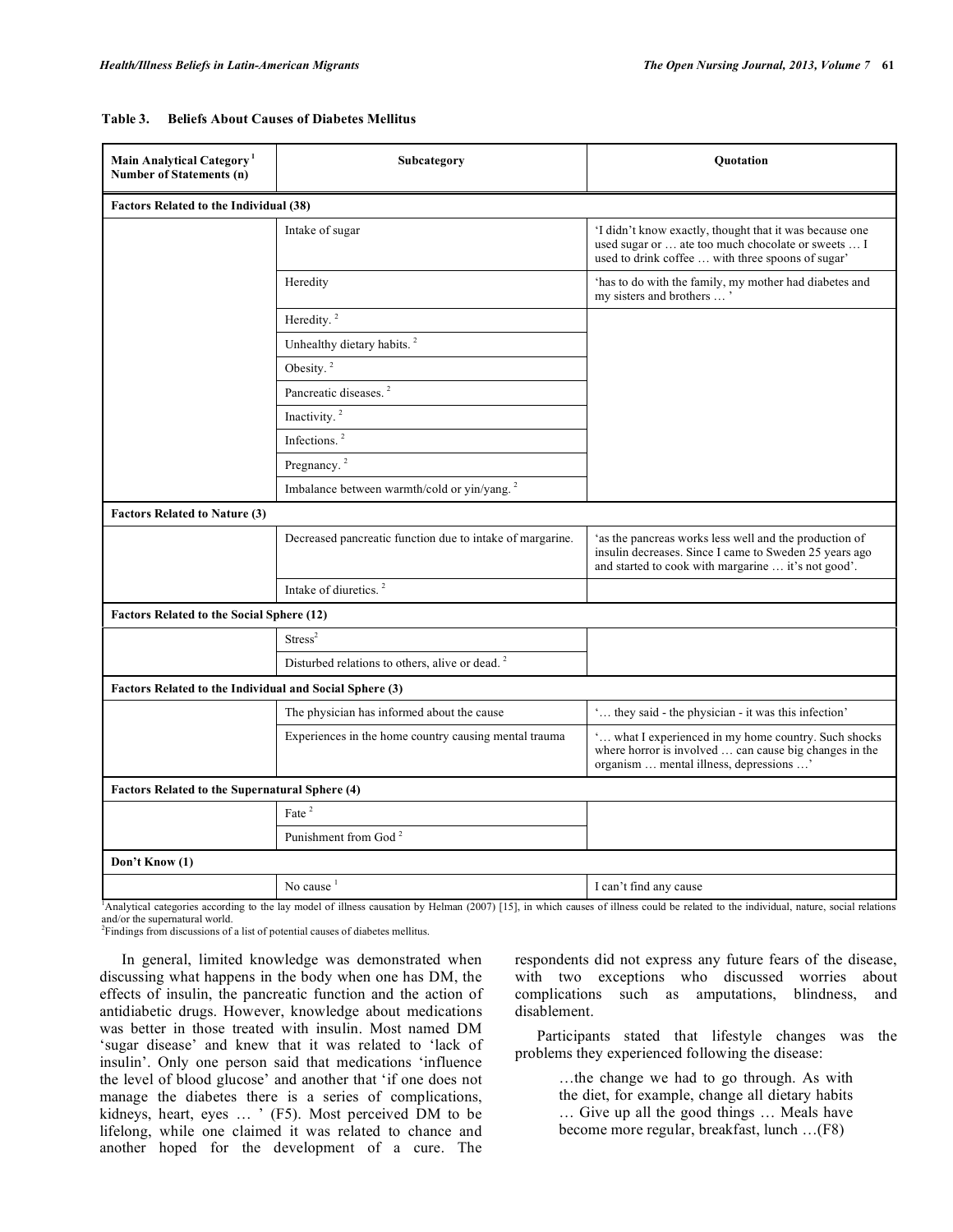**Table 3. Beliefs About Causes of Diabetes Mellitus**

| Main Analytical Category [1] Number of Statements (n) | Subcategory | Quotation |
|---|---|---|
| **Factors Related to the Individual (38)** | | |
| | Intake of sugar | 'I didn't know exactly, thought that it was because one used sugar or … ate too much chocolate or sweets … I used to drink coffee … with three spoons of sugar' |
| | Heredity | 'has to do with the family, my mother had diabetes and my sisters and brothers … ' |
| | Heredity. [2] | |
| | Unhealthy dietary habits. [2] | |
| | Obesity. [2] | |
| | Pancreatic diseases. [2] | |
| | Inactivity. [2] | |
| | Infections. [2] | |
| | Pregnancy. [2] | |
| | Imbalance between warmth/cold or yin/yang. [2] | |
| **Factors Related to Nature (3)** | | |
| | Decreased pancreatic function due to intake of margarine. | 'as the pancreas works less well and the production of insulin decreases. Since I came to Sweden 25 years ago and started to cook with margarine … it's not good'. |
| | Intake of diuretics. [2] | |
| **Factors Related to the Social Sphere (12)** | | |
| | Stress[2] | |
| | Disturbed relations to others, alive or dead. [2] | |
| **Factors Related to the Individual and Social Sphere (3)** | | |
| | The physician has informed about the cause | '… they said - the physician - it was this infection' |
| | Experiences in the home country causing mental trauma | '… what I experienced in my home country. Such shocks where horror is involved … can cause big changes in the organism … mental illness, depressions …' |
| **Factors Related to the Supernatural Sphere (4)** | | |
| | Fate [2] | |
| | Punishment from God [2] | |
| **Don't Know (1)** | | |
| | No cause [1] | I can't find any cause |

[1]Analytical categories according to the lay model of illness causation by Helman (2007) [15], in which causes of illness could be related to the individual, nature, social relations and/or the supernatural world.
[2]Findings from discussions of a list of potential causes of diabetes mellitus.

In general, limited knowledge was demonstrated when discussing what happens in the body when one has DM, the effects of insulin, the pancreatic function and the action of antidiabetic drugs. However, knowledge about medications was better in those treated with insulin. Most named DM 'sugar disease' and knew that it was related to 'lack of insulin'. Only one person said that medications 'influence the level of blood glucose' and another that 'if one does not manage the diabetes there is a series of complications, kidneys, heart, eyes … ' (F5). Most perceived DM to be lifelong, while one claimed it was related to chance and another hoped for the development of a cure. The respondents did not express any future fears of the disease, with two exceptions who discussed worries about complications such as amputations, blindness, and disablement.

Participants stated that lifestyle changes was the problems they experienced following the disease:

> …the change we had to go through. As with the diet, for example, change all dietary habits … Give up all the good things … Meals have become more regular, breakfast, lunch …(F8)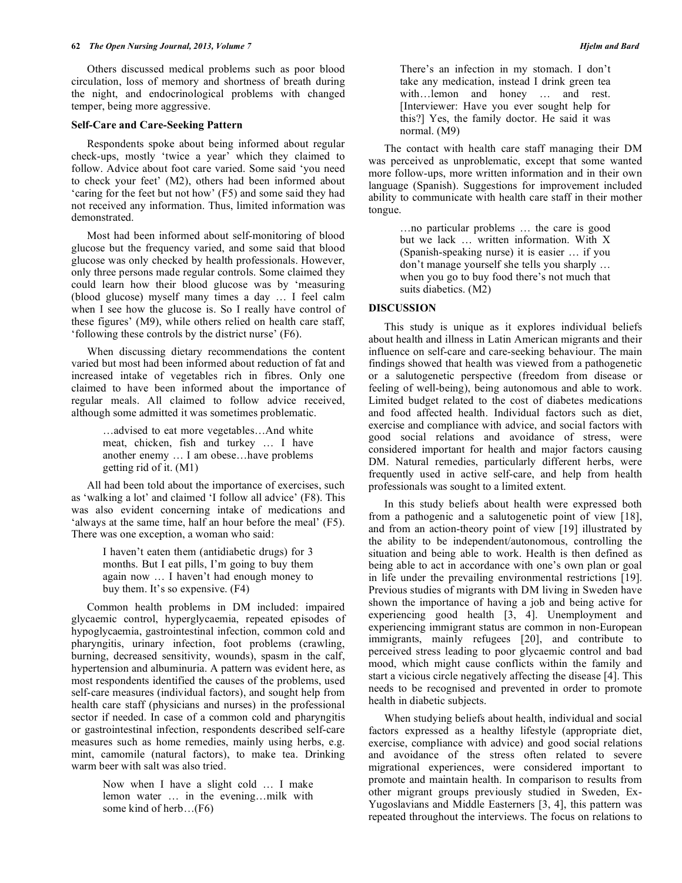Others discussed medical problems such as poor blood circulation, loss of memory and shortness of breath during the night, and endocrinological problems with changed temper, being more aggressive.

### Self-Care and Care-Seeking Pattern

Respondents spoke about being informed about regular check-ups, mostly 'twice a year' which they claimed to follow. Advice about foot care varied. Some said 'you need to check your feet' (M2), others had been informed about 'caring for the feet but not how' (F5) and some said they had not received any information. Thus, limited information was demonstrated.

Most had been informed about self-monitoring of blood glucose but the frequency varied, and some said that blood glucose was only checked by health professionals. However, only three persons made regular controls. Some claimed they could learn how their blood glucose was by 'measuring (blood glucose) myself many times a day … I feel calm when I see how the glucose is. So I really have control of these figures' (M9), while others relied on health care staff, 'following these controls by the district nurse' (F6).

When discussing dietary recommendations the content varied but most had been informed about reduction of fat and increased intake of vegetables rich in fibres. Only one claimed to have been informed about the importance of regular meals. All claimed to follow advice received, although some admitted it was sometimes problematic.

> …advised to eat more vegetables…And white meat, chicken, fish and turkey … I have another enemy … I am obese…have problems getting rid of it. (M1)

All had been told about the importance of exercises, such as 'walking a lot' and claimed 'I follow all advice' (F8). This was also evident concerning intake of medications and 'always at the same time, half an hour before the meal' (F5). There was one exception, a woman who said:

> I haven't eaten them (antidiabetic drugs) for 3 months. But I eat pills, I'm going to buy them again now … I haven't had enough money to buy them. It's so expensive. (F4)

Common health problems in DM included: impaired glycaemic control, hyperglycaemia, repeated episodes of hypoglycaemia, gastrointestinal infection, common cold and pharyngitis, urinary infection, foot problems (crawling, burning, decreased sensitivity, wounds), spasm in the calf, hypertension and albuminuria. A pattern was evident here, as most respondents identified the causes of the problems, used self-care measures (individual factors), and sought help from health care staff (physicians and nurses) in the professional sector if needed. In case of a common cold and pharyngitis or gastrointestinal infection, respondents described self-care measures such as home remedies, mainly using herbs, e.g. mint, camomile (natural factors), to make tea. Drinking warm beer with salt was also tried.

> Now when I have a slight cold … I make lemon water … in the evening…milk with some kind of herb…(F6)

> There's an infection in my stomach. I don't take any medication, instead I drink green tea with…lemon and honey … and rest. [Interviewer: Have you ever sought help for this?] Yes, the family doctor. He said it was normal. (M9)

The contact with health care staff managing their DM was perceived as unproblematic, except that some wanted more follow-ups, more written information and in their own language (Spanish). Suggestions for improvement included ability to communicate with health care staff in their mother tongue.

> …no particular problems … the care is good but we lack … written information. With X (Spanish-speaking nurse) it is easier … if you don't manage yourself she tells you sharply … when you go to buy food there's not much that suits diabetics. (M2)

## DISCUSSION

This study is unique as it explores individual beliefs about health and illness in Latin American migrants and their influence on self-care and care-seeking behaviour. The main findings showed that health was viewed from a pathogenetic or a salutogenetic perspective (freedom from disease or feeling of well-being), being autonomous and able to work. Limited budget related to the cost of diabetes medications and food affected health. Individual factors such as diet, exercise and compliance with advice, and social factors with good social relations and avoidance of stress, were considered important for health and major factors causing DM. Natural remedies, particularly different herbs, were frequently used in active self-care, and help from health professionals was sought to a limited extent.

In this study beliefs about health were expressed both from a pathogenic and a salutogenetic point of view [18], and from an action-theory point of view [19] illustrated by the ability to be independent/autonomous, controlling the situation and being able to work. Health is then defined as being able to act in accordance with one's own plan or goal in life under the prevailing environmental restrictions [19]. Previous studies of migrants with DM living in Sweden have shown the importance of having a job and being active for experiencing good health [3, 4]. Unemployment and experiencing immigrant status are common in non-European immigrants, mainly refugees [20], and contribute to perceived stress leading to poor glycaemic control and bad mood, which might cause conflicts within the family and start a vicious circle negatively affecting the disease [4]. This needs to be recognised and prevented in order to promote health in diabetic subjects.

When studying beliefs about health, individual and social factors expressed as a healthy lifestyle (appropriate diet, exercise, compliance with advice) and good social relations and avoidance of the stress often related to severe migrational experiences, were considered important to promote and maintain health. In comparison to results from other migrant groups previously studied in Sweden, Ex-Yugoslavians and Middle Easterners [3, 4], this pattern was repeated throughout the interviews. The focus on relations to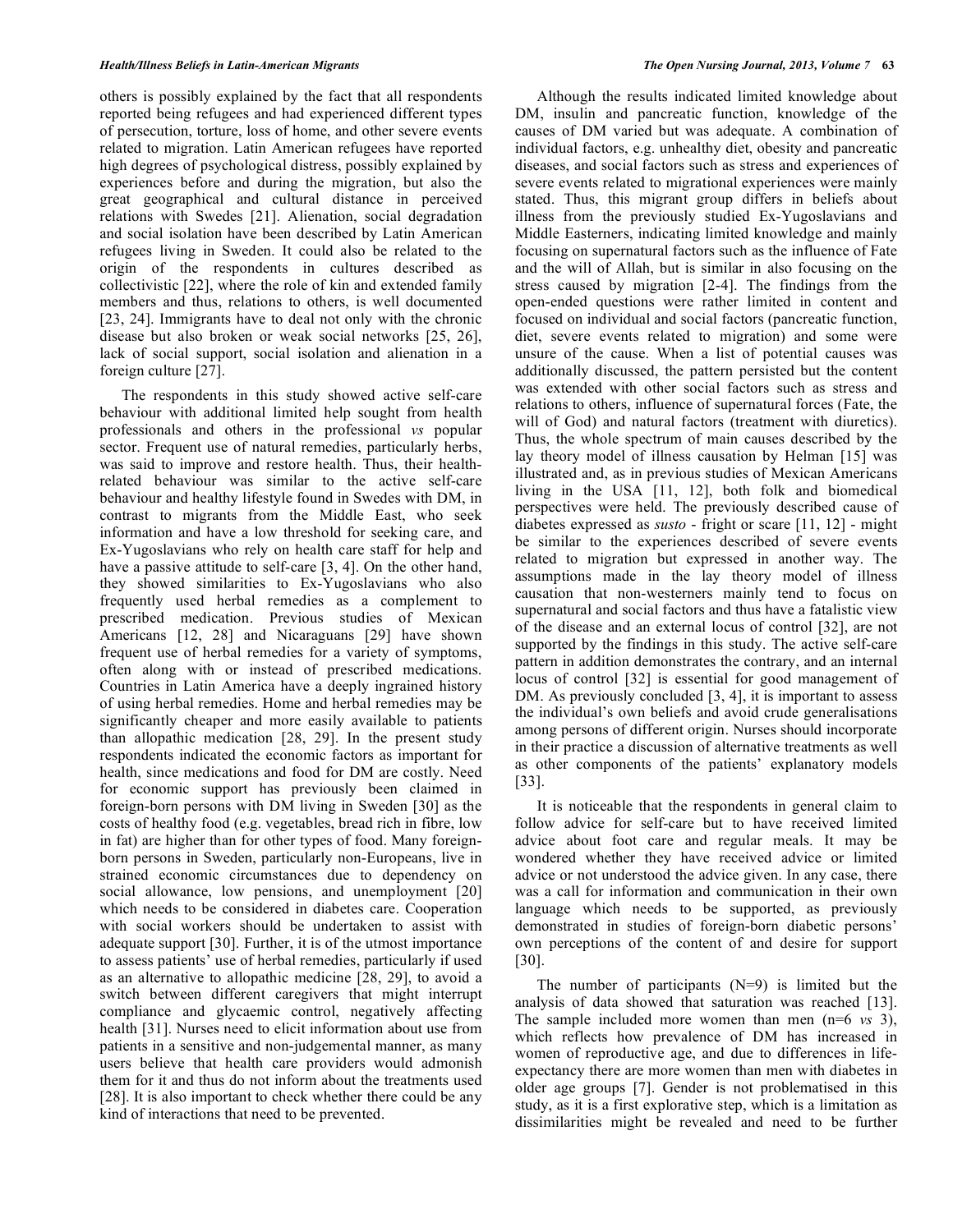others is possibly explained by the fact that all respondents reported being refugees and had experienced different types of persecution, torture, loss of home, and other severe events related to migration. Latin American refugees have reported high degrees of psychological distress, possibly explained by experiences before and during the migration, but also the great geographical and cultural distance in perceived relations with Swedes [21]. Alienation, social degradation and social isolation have been described by Latin American refugees living in Sweden. It could also be related to the origin of the respondents in cultures described as collectivistic [22], where the role of kin and extended family members and thus, relations to others, is well documented [23, 24]. Immigrants have to deal not only with the chronic disease but also broken or weak social networks [25, 26], lack of social support, social isolation and alienation in a foreign culture [27].

The respondents in this study showed active self-care behaviour with additional limited help sought from health professionals and others in the professional *vs* popular sector. Frequent use of natural remedies, particularly herbs, was said to improve and restore health. Thus, their health-related behaviour was similar to the active self-care behaviour and healthy lifestyle found in Swedes with DM, in contrast to migrants from the Middle East, who seek information and have a low threshold for seeking care, and Ex-Yugoslavians who rely on health care staff for help and have a passive attitude to self-care [3, 4]. On the other hand, they showed similarities to Ex-Yugoslavians who also frequently used herbal remedies as a complement to prescribed medication. Previous studies of Mexican Americans [12, 28] and Nicaraguans [29] have shown frequent use of herbal remedies for a variety of symptoms, often along with or instead of prescribed medications. Countries in Latin America have a deeply ingrained history of using herbal remedies. Home and herbal remedies may be significantly cheaper and more easily available to patients than allopathic medication [28, 29]. In the present study respondents indicated the economic factors as important for health, since medications and food for DM are costly. Need for economic support has previously been claimed in foreign-born persons with DM living in Sweden [30] as the costs of healthy food (e.g. vegetables, bread rich in fibre, low in fat) are higher than for other types of food. Many foreign-born persons in Sweden, particularly non-Europeans, live in strained economic circumstances due to dependency on social allowance, low pensions, and unemployment [20] which needs to be considered in diabetes care. Cooperation with social workers should be undertaken to assist with adequate support [30]. Further, it is of the utmost importance to assess patients' use of herbal remedies, particularly if used as an alternative to allopathic medicine [28, 29], to avoid a switch between different caregivers that might interrupt compliance and glycaemic control, negatively affecting health [31]. Nurses need to elicit information about use from patients in a sensitive and non-judgemental manner, as many users believe that health care providers would admonish them for it and thus do not inform about the treatments used [28]. It is also important to check whether there could be any kind of interactions that need to be prevented.

Although the results indicated limited knowledge about DM, insulin and pancreatic function, knowledge of the causes of DM varied but was adequate. A combination of individual factors, e.g. unhealthy diet, obesity and pancreatic diseases, and social factors such as stress and experiences of severe events related to migrational experiences were mainly stated. Thus, this migrant group differs in beliefs about illness from the previously studied Ex-Yugoslavians and Middle Easterners, indicating limited knowledge and mainly focusing on supernatural factors such as the influence of Fate and the will of Allah, but is similar in also focusing on the stress caused by migration [2-4]. The findings from the open-ended questions were rather limited in content and focused on individual and social factors (pancreatic function, diet, severe events related to migration) and some were unsure of the cause. When a list of potential causes was additionally discussed, the pattern persisted but the content was extended with other social factors such as stress and relations to others, influence of supernatural forces (Fate, the will of God) and natural factors (treatment with diuretics). Thus, the whole spectrum of main causes described by the lay theory model of illness causation by Helman [15] was illustrated and, as in previous studies of Mexican Americans living in the USA [11, 12], both folk and biomedical perspectives were held. The previously described cause of diabetes expressed as *susto* - fright or scare [11, 12] - might be similar to the experiences described of severe events related to migration but expressed in another way. The assumptions made in the lay theory model of illness causation that non-westerners mainly tend to focus on supernatural and social factors and thus have a fatalistic view of the disease and an external locus of control [32], are not supported by the findings in this study. The active self-care pattern in addition demonstrates the contrary, and an internal locus of control [32] is essential for good management of DM. As previously concluded [3, 4], it is important to assess the individual's own beliefs and avoid crude generalisations among persons of different origin. Nurses should incorporate in their practice a discussion of alternative treatments as well as other components of the patients' explanatory models [33].

It is noticeable that the respondents in general claim to follow advice for self-care but to have received limited advice about foot care and regular meals. It may be wondered whether they have received advice or limited advice or not understood the advice given. In any case, there was a call for information and communication in their own language which needs to be supported, as previously demonstrated in studies of foreign-born diabetic persons' own perceptions of the content of and desire for support [30].

The number of participants (N=9) is limited but the analysis of data showed that saturation was reached [13]. The sample included more women than men (n=6 *vs* 3), which reflects how prevalence of DM has increased in women of reproductive age, and due to differences in life-expectancy there are more women than men with diabetes in older age groups [7]. Gender is not problematised in this study, as it is a first explorative step, which is a limitation as dissimilarities might be revealed and need to be further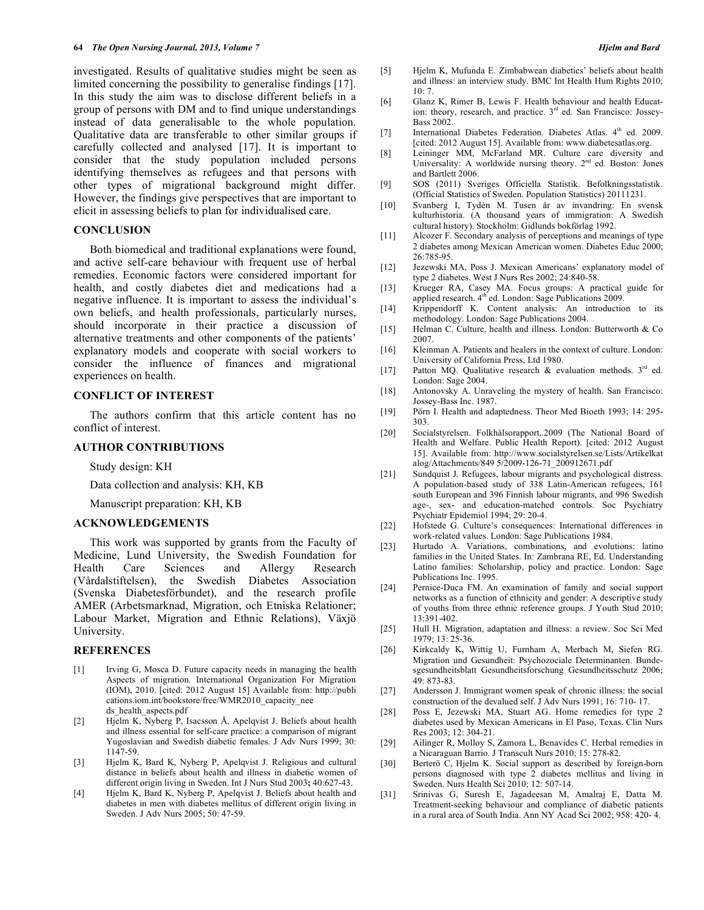investigated. Results of qualitative studies might be seen as limited concerning the possibility to generalise findings [17]. In this study the aim was to disclose different beliefs in a group of persons with DM and to find unique understandings instead of data generalisable to the whole population. Qualitative data are transferable to other similar groups if carefully collected and analysed [17]. It is important to consider that the study population included persons identifying themselves as refugees and that persons with other types of migrational background might differ. However, the findings give perspectives that are important to elicit in assessing beliefs to plan for individualised care.

## CONCLUSION

Both biomedical and traditional explanations were found, and active self-care behaviour with frequent use of herbal remedies. Economic factors were considered important for health, and costly diabetes diet and medications had a negative influence. It is important to assess the individual's own beliefs, and health professionals, particularly nurses, should incorporate in their practice a discussion of alternative treatments and other components of the patients' explanatory models and cooperate with social workers to consider the influence of finances and migrational experiences on health.

## CONFLICT OF INTEREST

The authors confirm that this article content has no conflict of interest.

## AUTHOR CONTRIBUTIONS

Study design: KH

Data collection and analysis: KH, KB

Manuscript preparation: KH, KB

## ACKNOWLEDGEMENTS

This work was supported by grants from the Faculty of Medicine, Lund University, the Swedish Foundation for Health Care Sciences and Allergy Research (Vårdalstiftelsen), the Swedish Diabetes Association (Svenska Diabetesförbundet), and the research profile AMER (Arbetsmarknad, Migration, och Etniska Relationer; Labour Market, Migration and Ethnic Relations), Växjö University.

## REFERENCES

[1] Irving G, Mosca D. Future capacity needs in managing the health Aspects of migration. International Organization For Migration (IOM), 2010. [cited: 2012 August 15] Available from: http://publications.iom.int/bookstore/free/WMR2010_capacity_needs_health_aspects.pdf

[2] Hjelm K, Nyberg P, Isacsson Å, Apelqvist J. Beliefs about health and illness essential for self-care practice: a comparison of migrant Yugoslavian and Swedish diabetic females. J Adv Nurs 1999; 30: 1147-59.

[3] Hjelm K, Bard K, Nyberg P, Apelqvist J. Religious and cultural distance in beliefs about health and illness in diabetic women of different origin living in Sweden. Int J Nurs Stud 2003; 40:627-43.

[4] Hjelm K, Bard K, Nyberg P, Apelqvist J. Beliefs about health and diabetes in men with diabetes mellitus of different origin living in Sweden. J Adv Nurs 2005; 50: 47-59.

[5] Hjelm K, Mufunda E. Zimbabwean diabetics' beliefs about health and illness: an interview study. BMC Int Health Hum Rights 2010; 10: 7.

[6] Glanz K, Rimer B, Lewis F. Health behaviour and health Education: theory, research, and practice. 3rd ed. San Francisco: Jossey-Bass 2002.

[7] International Diabetes Federation. Diabetes Atlas. 4th ed. 2009. [cited: 2012 August 15]. Available from: www.diabetesatlas.org.

[8] Leininger MM, McFarland MR. Culture care diversity and Universality: A worldwide nursing theory. 2nd ed. Boston: Jones and Bartlett 2006.

[9] SOS (2011) Sveriges Officiella Statistik. Befolkningsstatistik. (Official Statistics of Sweden. Population Statistics) 20111231.

[10] Svanberg I, Tydén M. Tusen år av invandring: En svensk kulturhistoria. (A thousand years of immigration: A Swedish cultural history). Stockholm: Gidlunds bokförlag 1992.

[11] Alcozer F. Secondary analysis of perceptions and meanings of type 2 diabetes among Mexican American women. Diabetes Educ 2000; 26:785-95.

[12] Jezewski MA, Poss J. Mexican Americans' explanatory model of type 2 diabetes. West J Nurs Res 2002; 24:840-58.

[13] Krueger RA, Casey MA. Focus groups: A practical guide for applied research. 4th ed. London: Sage Publications 2009.

[14] Krippendorff K. Content analysis: An introduction to its methodology. London: Sage Publications 2004.

[15] Helman C. Culture, health and illness. London: Butterworth & Co 2007.

[16] Kleinman A. Patients and healers in the context of culture. London: University of California Press, Ltd 1980.

[17] Patton MQ. Qualitative research & evaluation methods. 3rd ed. London: Sage 2004.

[18] Antonovsky A. Unraveling the mystery of health. San Francisco: Jossey-Bass Inc. 1987.

[19] Pörn I. Health and adaptedness. Theor Med Bioeth 1993; 14: 295-303.

[20] Socialstyrelsen. Folkhälsorapport,.2009 (The National Board of Health and Welfare. Public Health Report). [cited: 2012 August 15]. Available from: http://www.socialstyrelsen.se/Lists/Artikelkatalog/Attachments/849 5/2009-126-71_200912671.pdf

[21] Sundquist J. Refugees, labour migrants and psychological distress. A population-based study of 338 Latin-American refugees, 161 south European and 396 Finnish labour migrants, and 996 Swedish age-, sex- and education-matched controls. Soc Psychiatry Psychiatr Epidemiol 1994; 29: 20-4.

[22] Hofstede G. Culture's consequences: International differences in work-related values. London: Sage Publications 1984.

[23] Hurtado A. Variations, combinations, and evolutions: latino families in the United States. In: Zambrana RE, Ed. Understanding Latino families: Scholarship, policy and practice. London: Sage Publications Inc. 1995.

[24] Pernice-Duca FM. An examination of family and social support networks as a function of ethnicity and gender: A descriptive study of youths from three ethnic reference groups. J Youth Stud 2010; 13:391-402.

[25] Hull H. Migration, adaptation and illness: a review. Soc Sci Med 1979; 13: 25-36.

[26] Kirkcaldy K, Wittig U, Furnham A, Merbach M, Siefen RG. Migration und Gesundheit: Psychozociale Determinanten. Bundesgesundheitsblatt Gesundheitsforschung Gesundheitsschutz 2006; 49: 873-83.

[27] Andersson J. Immigrant women speak of chronic illness: the social construction of the devalued self. J Adv Nurs 1991; 16: 710- 17.

[28] Poss E, Jezewski MA, Stuart AG. Home remedies for type 2 diabetes used by Mexican Americans in El Paso, Texas. Clin Nurs Res 2003; 12: 304-21.

[29] Ailinger R, Molloy S, Zamora L, Benavides C. Herbal remedies in a Nicaraguan Barrio. J Transcult Nurs 2010; 15: 278-82.

[30] Berterö C, Hjelm K. Social support as described by foreign-born persons diagnosed with type 2 diabetes mellitus and living in Sweden. Nurs Health Sci 2010; 12: 507-14.

[31] Srinivas G, Suresh E, Jagadeesan M, Amalraj E, Datta M. Treatment-seeking behaviour and compliance of diabetic patients in a rural area of South India. Ann NY Acad Sci 2002; 958: 420- 4.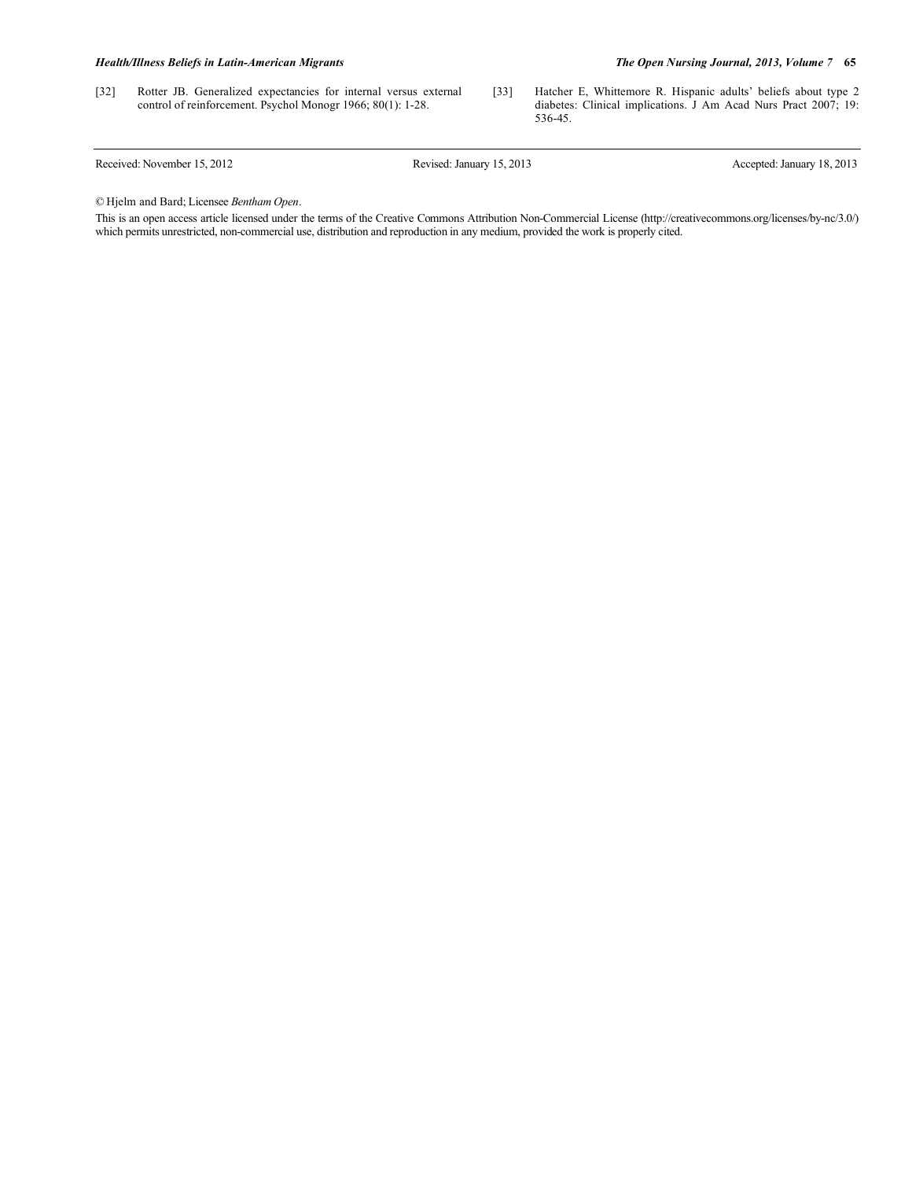[32] Rotter JB. Generalized expectancies for internal versus external control of reinforcement. Psychol Monogr 1966; 80(1): 1-28.

[33] Hatcher E, Whittemore R. Hispanic adults' beliefs about type 2 diabetes: Clinical implications. J Am Acad Nurs Pract 2007; 19: 536-45.

---

Received: November 15, 2012 Revised: January 15, 2013 Accepted: January 18, 2013

© Hjelm and Bard; Licensee *Bentham Open*.

This is an open access article licensed under the terms of the Creative Commons Attribution Non-Commercial License (http://creativecommons.org/licenses/by-nc/3.0/) which permits unrestricted, non-commercial use, distribution and reproduction in any medium, provided the work is properly cited.